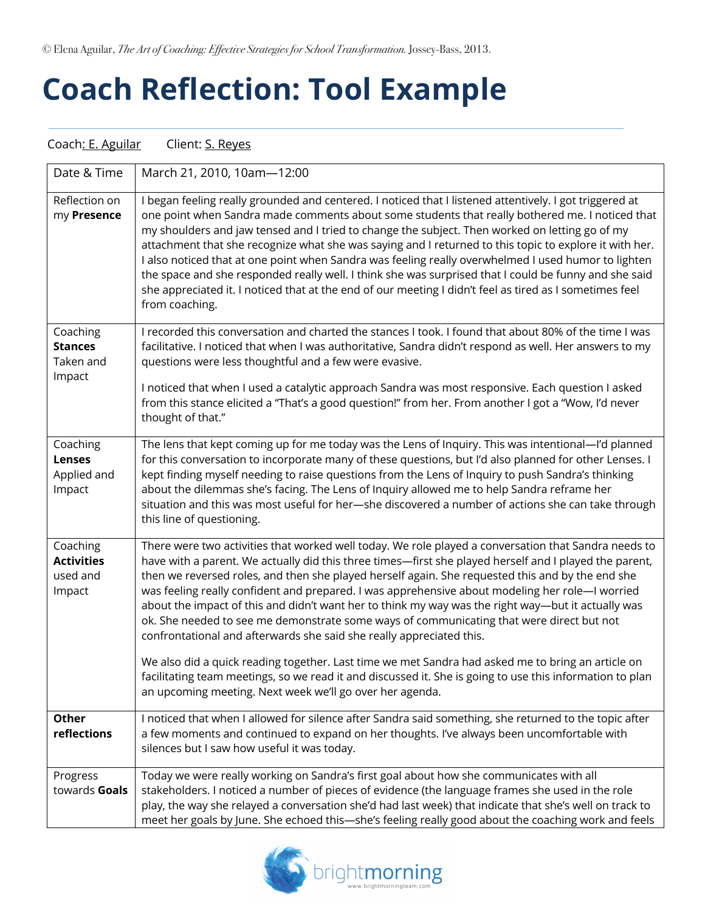© Elena Aguilar, *The Art of Coaching: Effective Strategies for School Transformation.* Jossey-Bass, 2013.

# Coach Reflection: Tool Example

Coach: E. Aguilar   Client: S. Reyes

| Date & Time | March 21, 2010, 10am—12:00 |
|---|---|
| Reflection on my **Presence** | I began feeling really grounded and centered. I noticed that I listened attentively. I got triggered at one point when Sandra made comments about some students that really bothered me. I noticed that my shoulders and jaw tensed and I tried to change the subject. Then worked on letting go of my attachment that she recognize what she was saying and I returned to this topic to explore it with her. I also noticed that at one point when Sandra was feeling really overwhelmed I used humor to lighten the space and she responded really well. I think she was surprised that I could be funny and she said she appreciated it. I noticed that at the end of our meeting I didn't feel as tired as I sometimes feel from coaching. |
| Coaching **Stances** Taken and Impact | I recorded this conversation and charted the stances I took. I found that about 80% of the time I was facilitative. I noticed that when I was authoritative, Sandra didn't respond as well. Her answers to my questions were less thoughtful and a few were evasive.<br><br>I noticed that when I used a catalytic approach Sandra was most responsive. Each question I asked from this stance elicited a "That's a good question!" from her. From another I got a "Wow, I'd never thought of that." |
| Coaching **Lenses** Applied and Impact | The lens that kept coming up for me today was the Lens of Inquiry. This was intentional—I'd planned for this conversation to incorporate many of these questions, but I'd also planned for other Lenses. I kept finding myself needing to raise questions from the Lens of Inquiry to push Sandra's thinking about the dilemmas she's facing. The Lens of Inquiry allowed me to help Sandra reframe her situation and this was most useful for her—she discovered a number of actions she can take through this line of questioning. |
| Coaching **Activities** used and Impact | There were two activities that worked well today. We role played a conversation that Sandra needs to have with a parent. We actually did this three times—first she played herself and I played the parent, then we reversed roles, and then she played herself again. She requested this and by the end she was feeling really confident and prepared. I was apprehensive about modeling her role—I worried about the impact of this and didn't want her to think my way was the right way—but it actually was ok. She needed to see me demonstrate some ways of communicating that were direct but not confrontational and afterwards she said she really appreciated this.<br><br>We also did a quick reading together. Last time we met Sandra had asked me to bring an article on facilitating team meetings, so we read it and discussed it. She is going to use this information to plan an upcoming meeting. Next week we'll go over her agenda. |
| **Other reflections** | I noticed that when I allowed for silence after Sandra said something, she returned to the topic after a few moments and continued to expand on her thoughts. I've always been uncomfortable with silences but I saw how useful it was today. |
| Progress towards **Goals** | Today we were really working on Sandra's first goal about how she communicates with all stakeholders. I noticed a number of pieces of evidence (the language frames she used in the role play, the way she relayed a conversation she'd had last week) that indicate that she's well on track to meet her goals by June. She echoed this—she's feeling really good about the coaching work and feels |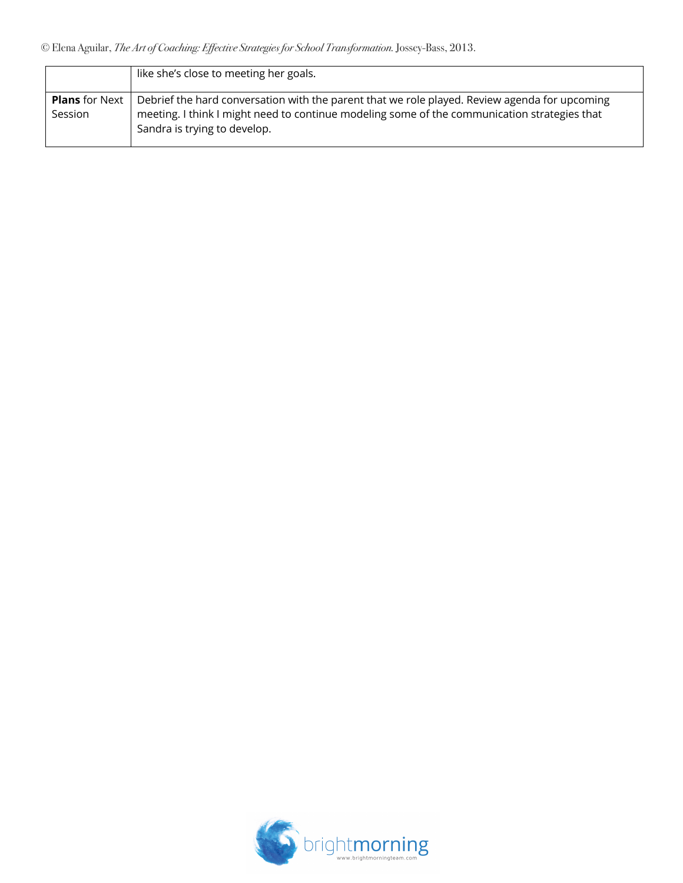| | |
|---|---|
| | like she's close to meeting her goals. |
| **Plans** for Next Session | Debrief the hard conversation with the parent that we role played. Review agenda for upcoming meeting. I think I might need to continue modeling some of the communication strategies that Sandra is trying to develop. |